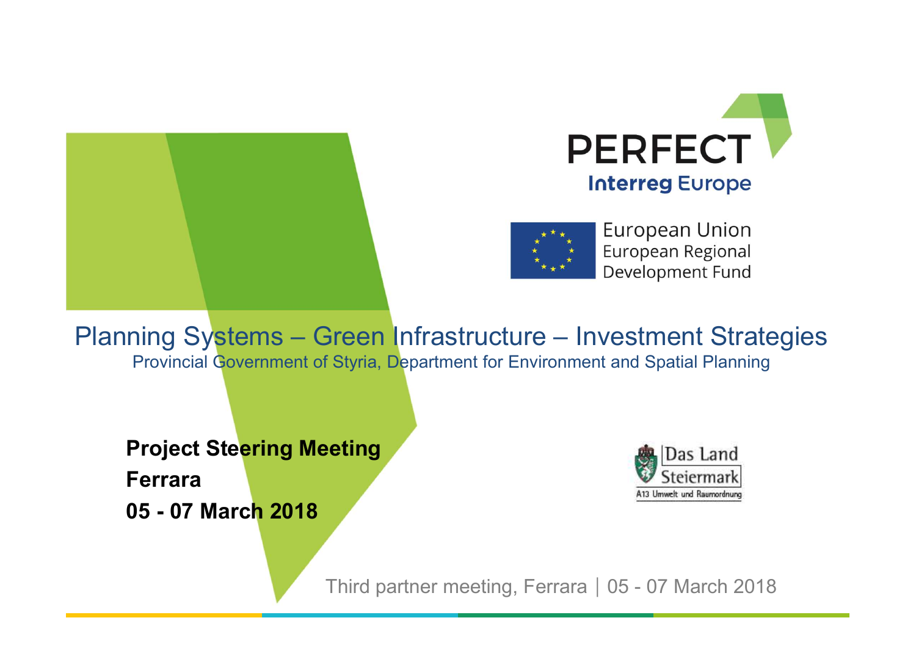PERFECT

Interreg Europe

European Union
European Regional
Development Fund

# Planning Systems – Green Infrastructure – Investment Strategies

Provincial Government of Styria, Department for Environment and Spatial Planning

**Project Steering Meeting**

**Ferrara**

**05 - 07 March 2018**

Das Land
Steiermark
A13 Umwelt und Raumordnung

Third partner meeting, Ferrara | 05 - 07 March 2018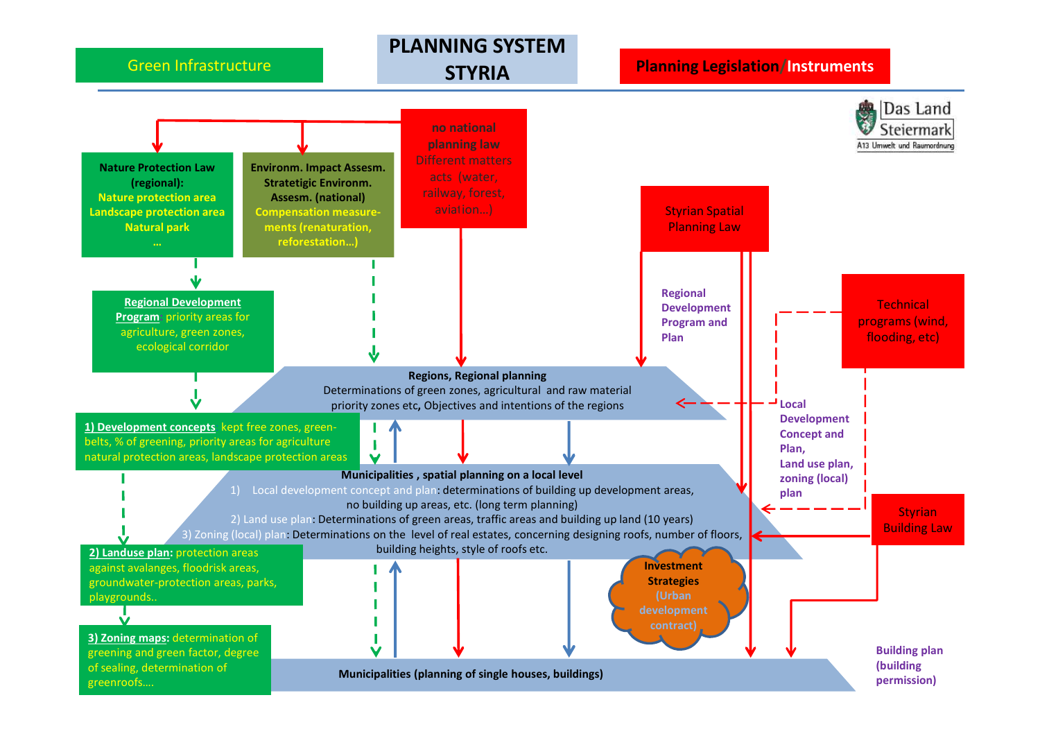# PLANNING SYSTEM STYRIA

**Green Infrastructure**

**Planning Legislation/Instruments**

Das Land Steiermark
A13 Umwelt und Raumordnung

**no national planning law**
Different matters acts (water, railway, forest, aviation…)

**Nature Protection Law (regional):**
**Nature protection area**
**Landscape protection area**
**Natural park**
**…**

**Environm. Impact Assesm. Stratetigic Environm. Assesm. (national)**
**Compensation measure-ments (renaturation, reforestation…)**

Styrian Spatial Planning Law

Regional Development Program and Plan

Technical programs (wind, flooding, etc)

**Regional Development Program**: priority areas for agriculture, green zones, ecological corridor

**Regions, Regional planning**
Determinations of green zones, agricultural and raw material priority zones etc, Objectives and intentions of the regions

**1) Development concepts**: kept free zones, green-belts, % of greening, priority areas for agriculture natural protection areas, landscape protection areas

Local Development Concept and Plan,
Land use plan,
zoning (local) plan

**Municipalities , spatial planning on a local level**
1) Local development concept and plan: determinations of building up development areas, no building up areas, etc. (long term planning)
2) Land use plan: Determinations of green areas, traffic areas and building up land (10 years)
3) Zoning (local) plan: Determinations on the level of real estates, concerning designing roofs, number of floors, building heights, style of roofs etc.

Styrian Building Law

**2) Landuse plan**: protection areas against avalanges, floodrisk areas, groundwater-protection areas, parks, playgrounds..

**Investment Strategies** (Urban development contract)

**3) Zoning maps**: determination of greening and green factor, degree of sealing, determination of greenroofs….

**Municipalities (planning of single houses, buildings)**

Building plan (building permission)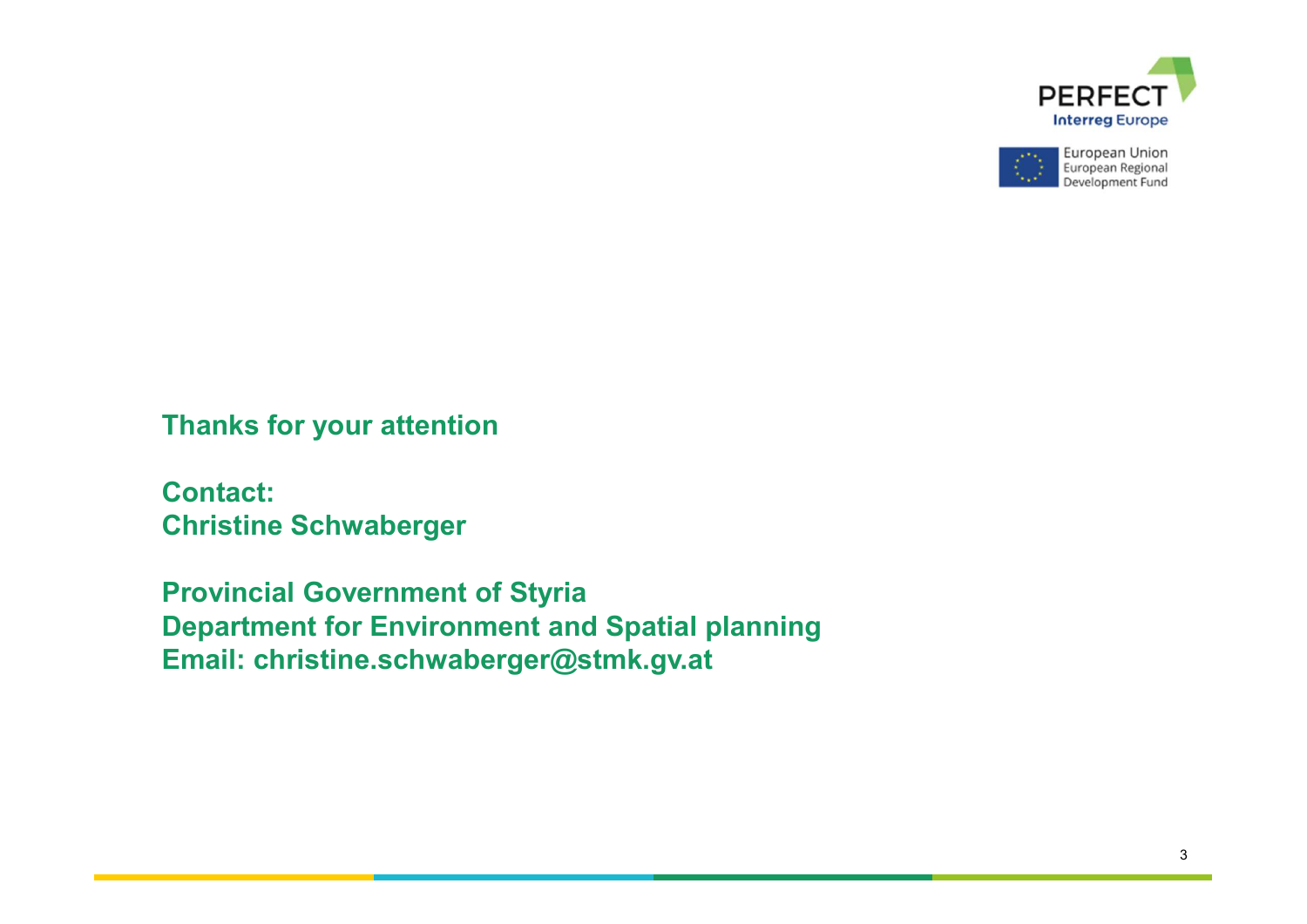**Thanks for your attention**

**Contact:**
**Christine Schwaberger**

**Provincial Government of Styria**
**Department for Environment and Spatial planning**
**Email: christine.schwaberger@stmk.gv.at**